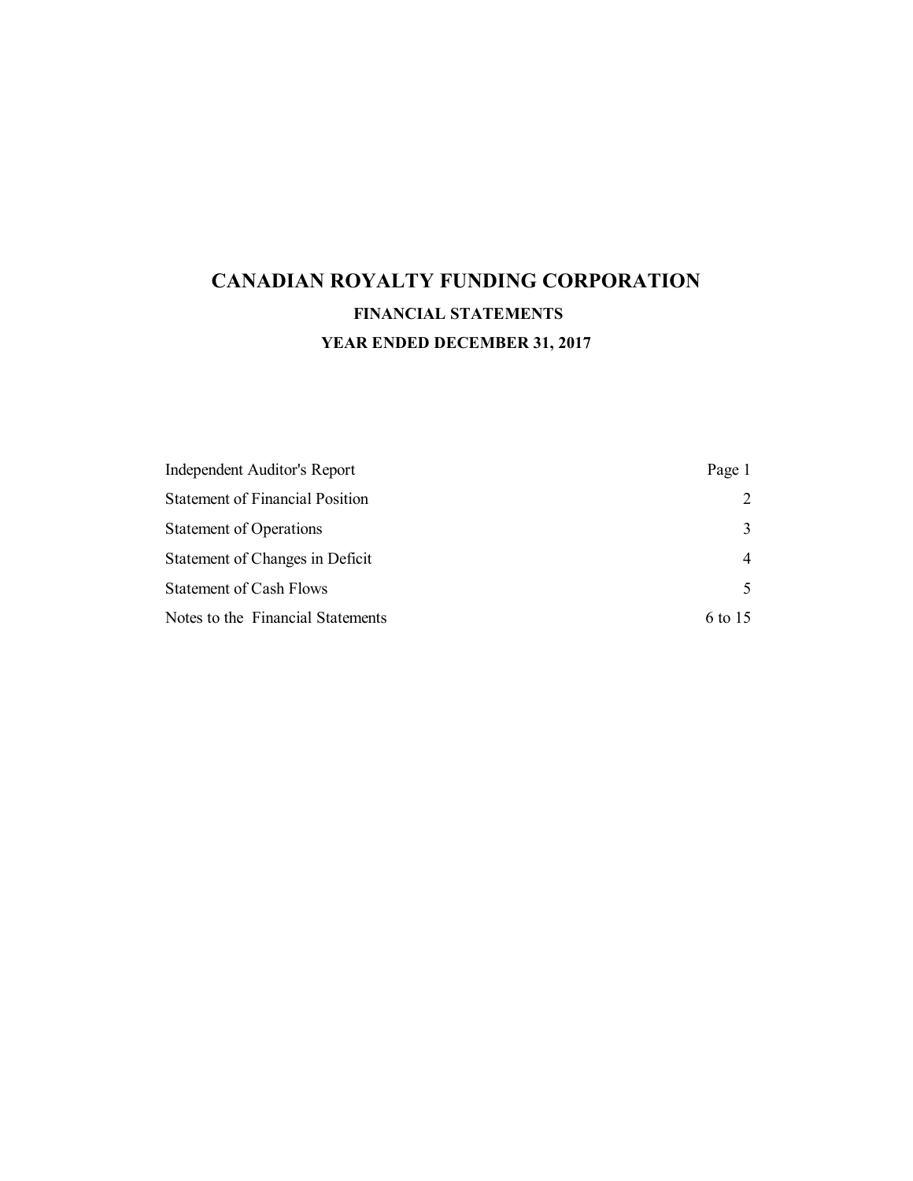# CANADIAN ROYALTY FUNDING CORPORATION

## FINANCIAL STATEMENTS

## YEAR ENDED DECEMBER 31, 2017

| | |
|---|---|
| Independent Auditor's Report | Page 1 |
| Statement of Financial Position | 2 |
| Statement of Operations | 3 |
| Statement of Changes in Deficit | 4 |
| Statement of Cash Flows | 5 |
| Notes to the Financial Statements | 6 to 15 |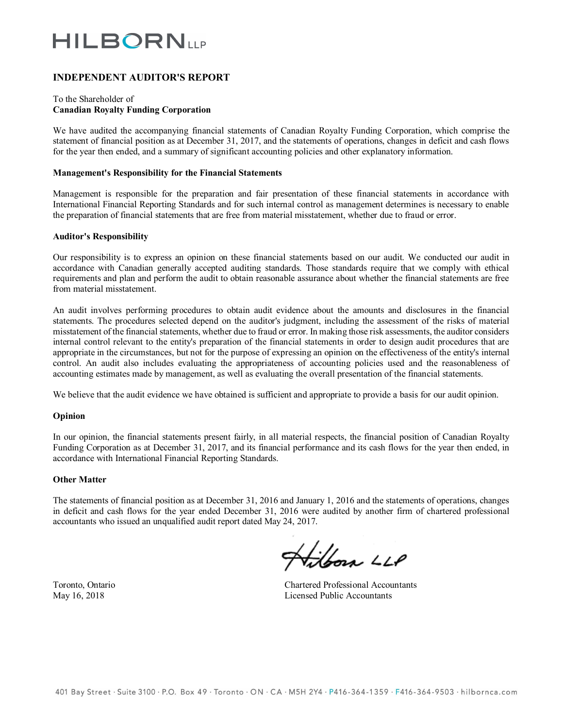# HILBORN LLP

## INDEPENDENT AUDITOR'S REPORT

To the Shareholder of
**Canadian Royalty Funding Corporation**

We have audited the accompanying financial statements of Canadian Royalty Funding Corporation, which comprise the statement of financial position as at December 31, 2017, and the statements of operations, changes in deficit and cash flows for the year then ended, and a summary of significant accounting policies and other explanatory information.

### Management's Responsibility for the Financial Statements

Management is responsible for the preparation and fair presentation of these financial statements in accordance with International Financial Reporting Standards and for such internal control as management determines is necessary to enable the preparation of financial statements that are free from material misstatement, whether due to fraud or error.

### Auditor's Responsibility

Our responsibility is to express an opinion on these financial statements based on our audit. We conducted our audit in accordance with Canadian generally accepted auditing standards. Those standards require that we comply with ethical requirements and plan and perform the audit to obtain reasonable assurance about whether the financial statements are free from material misstatement.

An audit involves performing procedures to obtain audit evidence about the amounts and disclosures in the financial statements. The procedures selected depend on the auditor's judgment, including the assessment of the risks of material misstatement of the financial statements, whether due to fraud or error. In making those risk assessments, the auditor considers internal control relevant to the entity's preparation of the financial statements in order to design audit procedures that are appropriate in the circumstances, but not for the purpose of expressing an opinion on the effectiveness of the entity's internal control. An audit also includes evaluating the appropriateness of accounting policies used and the reasonableness of accounting estimates made by management, as well as evaluating the overall presentation of the financial statements.

We believe that the audit evidence we have obtained is sufficient and appropriate to provide a basis for our audit opinion.

### Opinion

In our opinion, the financial statements present fairly, in all material respects, the financial position of Canadian Royalty Funding Corporation as at December 31, 2017, and its financial performance and its cash flows for the year then ended, in accordance with International Financial Reporting Standards.

### Other Matter

The statements of financial position as at December 31, 2016 and January 1, 2016 and the statements of operations, changes in deficit and cash flows for the year ended December 31, 2016 were audited by another firm of chartered professional accountants who issued an unqualified audit report dated May 24, 2017.

Hilborn LLP

Toronto, Ontario
May 16, 2018

Chartered Professional Accountants
Licensed Public Accountants

401 Bay Street · Suite 3100 · P.O. Box 49 · Toronto · ON · CA · M5H 2Y4 · P416-364-1359 · F416-364-9503 · hilbornca.com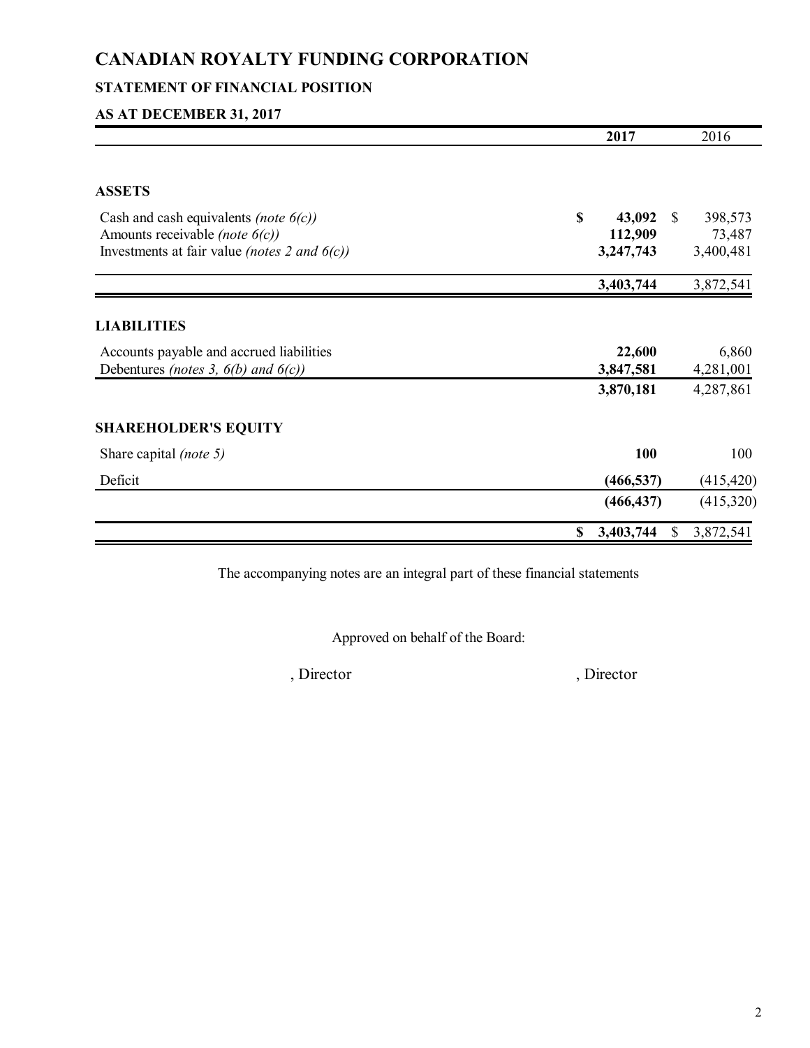# CANADIAN ROYALTY FUNDING CORPORATION

## STATEMENT OF FINANCIAL POSITION

### AS AT DECEMBER 31, 2017

| | 2017 | 2016 |
|---|---|---|
| **ASSETS** | | |
| Cash and cash equivalents *(note 6(c))* | **$ 43,092** | $ 398,573 |
| Amounts receivable *(note 6(c))* | **112,909** | 73,487 |
| Investments at fair value *(notes 2 and 6(c))* | **3,247,743** | 3,400,481 |
| | **3,403,744** | 3,872,541 |
| **LIABILITIES** | | |
| Accounts payable and accrued liabilities | **22,600** | 6,860 |
| Debentures *(notes 3, 6(b) and 6(c))* | **3,847,581** | 4,281,001 |
| | **3,870,181** | 4,287,861 |
| **SHAREHOLDER'S EQUITY** | | |
| Share capital *(note 5)* | **100** | 100 |
| Deficit | **(466,537)** | (415,420) |
| | **(466,437)** | (415,320) |
| | **$ 3,403,744** | $ 3,872,541 |

The accompanying notes are an integral part of these financial statements

Approved on behalf of the Board:

, Director , Director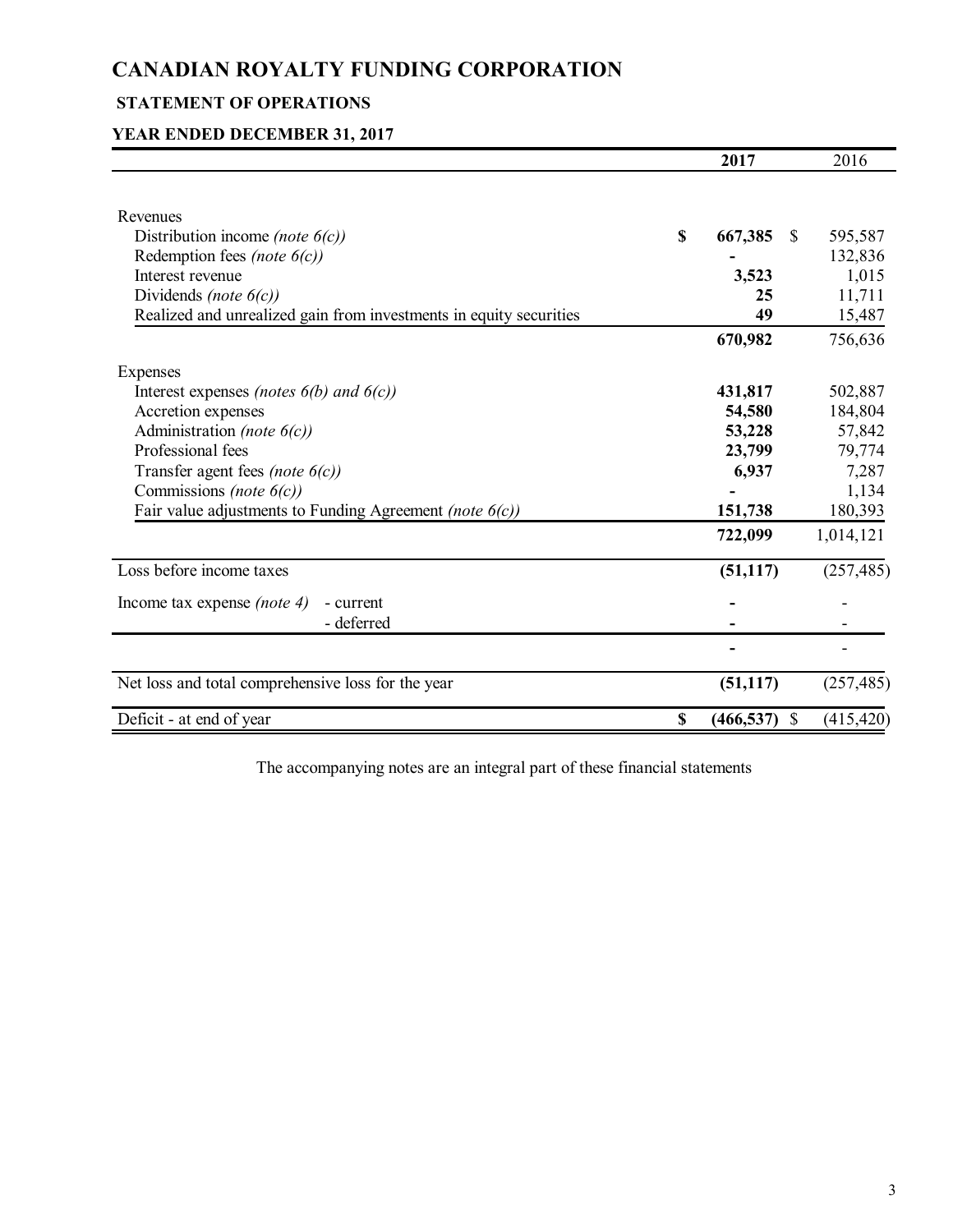# CANADIAN ROYALTY FUNDING CORPORATION

## STATEMENT OF OPERATIONS

### YEAR ENDED DECEMBER 31, 2017

| | 2017 | 2016 |
|---|---|---|
| Revenues | | |
| Distribution income *(note 6(c))* | $ 667,385 | $ 595,587 |
| Redemption fees *(note 6(c))* | - | 132,836 |
| Interest revenue | 3,523 | 1,015 |
| Dividends *(note 6(c))* | 25 | 11,711 |
| Realized and unrealized gain from investments in equity securities | 49 | 15,487 |
| | 670,982 | 756,636 |
| Expenses | | |
| Interest expenses *(notes 6(b) and 6(c))* | 431,817 | 502,887 |
| Accretion expenses | 54,580 | 184,804 |
| Administration *(note 6(c))* | 53,228 | 57,842 |
| Professional fees | 23,799 | 79,774 |
| Transfer agent fees *(note 6(c))* | 6,937 | 7,287 |
| Commissions *(note 6(c))* | - | 1,134 |
| Fair value adjustments to Funding Agreement *(note 6(c))* | 151,738 | 180,393 |
| | 722,099 | 1,014,121 |
| Loss before income taxes | (51,117) | (257,485) |
| Income tax expense *(note 4)* - current | - | - |
| - deferred | - | - |
| | - | - |
| Net loss and total comprehensive loss for the year | (51,117) | (257,485) |
| Deficit - at end of year | $ (466,537) | $ (415,420) |

The accompanying notes are an integral part of these financial statements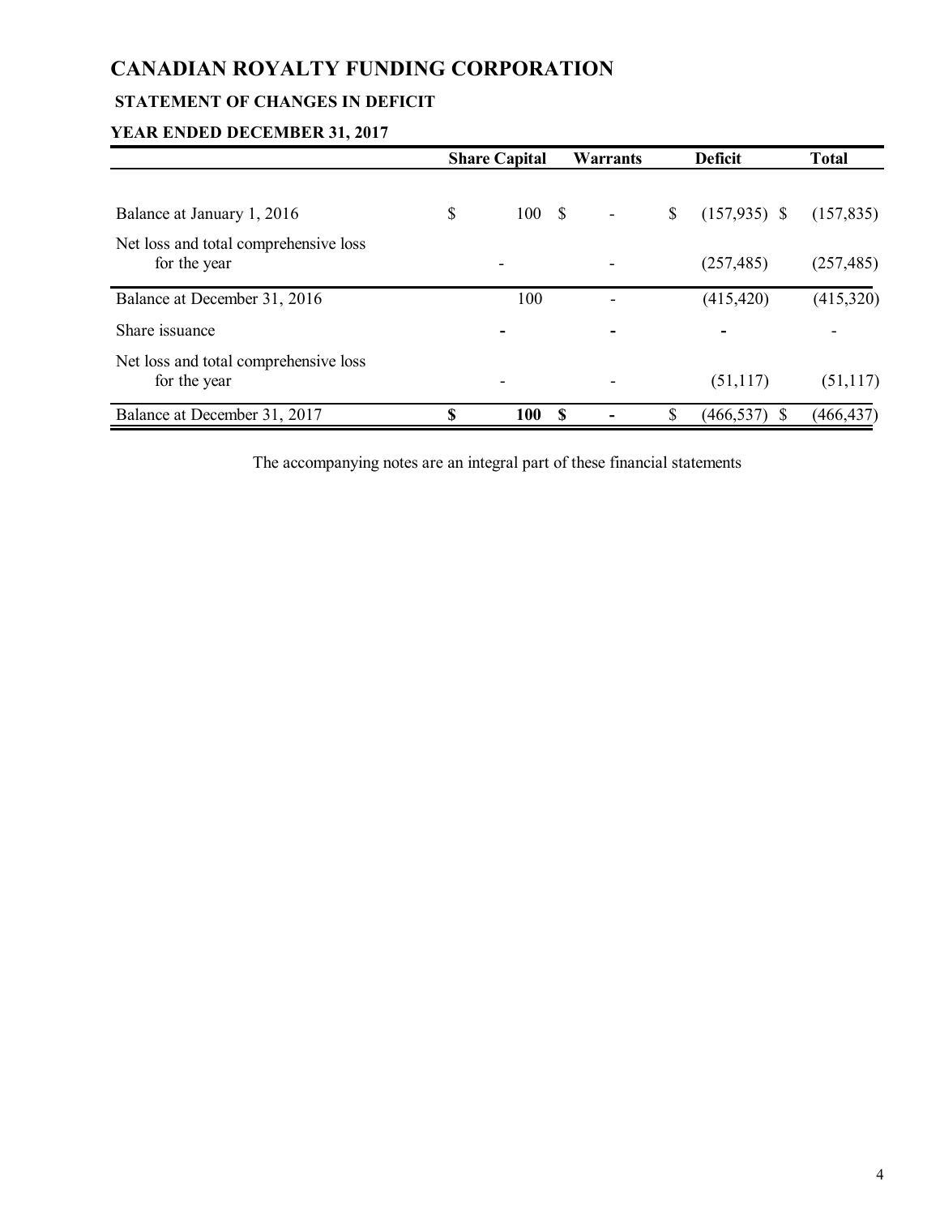# CANADIAN ROYALTY FUNDING CORPORATION

## STATEMENT OF CHANGES IN DEFICIT

## YEAR ENDED DECEMBER 31, 2017

| | Share Capital | Warrants | Deficit | Total |
|---|---|---|---|---|
| Balance at January 1, 2016 | $ 100 | $ - | $ (157,935) | $ (157,835) |
| Net loss and total comprehensive loss for the year | - | - | (257,485) | (257,485) |
| Balance at December 31, 2016 | 100 | - | (415,420) | (415,320) |
| Share issuance | - | - | - | - |
| Net loss and total comprehensive loss for the year | - | - | (51,117) | (51,117) |
| Balance at December 31, 2017 | **$ 100** | **$ -** | $ (466,537) | $ (466,437) |

The accompanying notes are an integral part of these financial statements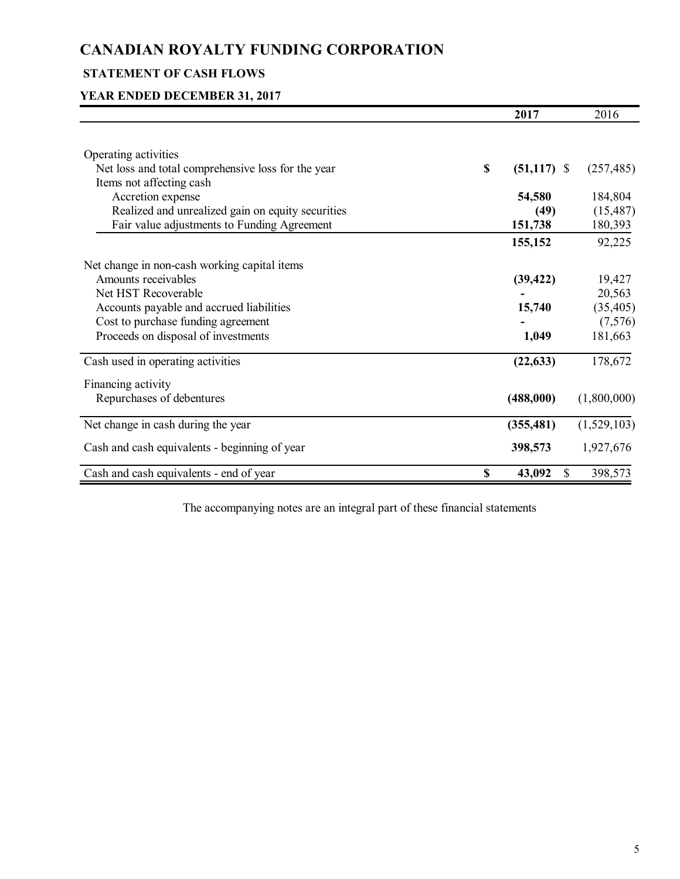# CANADIAN ROYALTY FUNDING CORPORATION

## STATEMENT OF CASH FLOWS

### YEAR ENDED DECEMBER 31, 2017

| | **2017** | 2016 |
|---|---|---|
| Operating activities | | |
| Net loss and total comprehensive loss for the year | **$ (51,117)** | $ (257,485) |
| Items not affecting cash | | |
| Accretion expense | **54,580** | 184,804 |
| Realized and unrealized gain on equity securities | **(49)** | (15,487) |
| Fair value adjustments to Funding Agreement | **151,738** | 180,393 |
| | **155,152** | 92,225 |
| Net change in non-cash working capital items | | |
| Amounts receivables | **(39,422)** | 19,427 |
| Net HST Recoverable | **-** | 20,563 |
| Accounts payable and accrued liabilities | **15,740** | (35,405) |
| Cost to purchase funding agreement | **-** | (7,576) |
| Proceeds on disposal of investments | **1,049** | 181,663 |
| Cash used in operating activities | **(22,633)** | 178,672 |
| Financing activity | | |
| Repurchases of debentures | **(488,000)** | (1,800,000) |
| Net change in cash during the year | **(355,481)** | (1,529,103) |
| Cash and cash equivalents - beginning of year | **398,573** | 1,927,676 |
| Cash and cash equivalents - end of year | **$ 43,092** | $ 398,573 |

The accompanying notes are an integral part of these financial statements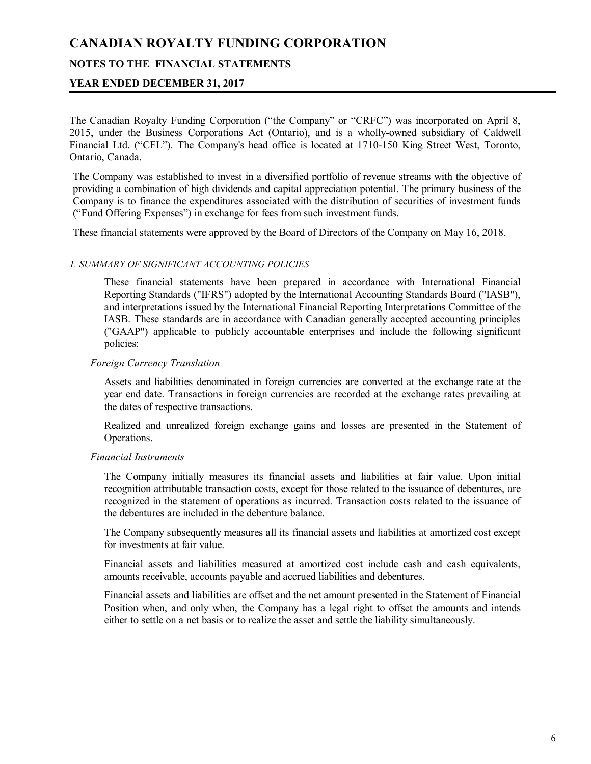# CANADIAN ROYALTY FUNDING CORPORATION

## NOTES TO THE FINANCIAL STATEMENTS

## YEAR ENDED DECEMBER 31, 2017

The Canadian Royalty Funding Corporation ("the Company" or "CRFC") was incorporated on April 8, 2015, under the Business Corporations Act (Ontario), and is a wholly-owned subsidiary of Caldwell Financial Ltd. ("CFL"). The Company's head office is located at 1710-150 King Street West, Toronto, Ontario, Canada.

The Company was established to invest in a diversified portfolio of revenue streams with the objective of providing a combination of high dividends and capital appreciation potential. The primary business of the Company is to finance the expenditures associated with the distribution of securities of investment funds ("Fund Offering Expenses") in exchange for fees from such investment funds.

These financial statements were approved by the Board of Directors of the Company on May 16, 2018.

*1. SUMMARY OF SIGNIFICANT ACCOUNTING POLICIES*

These financial statements have been prepared in accordance with International Financial Reporting Standards ("IFRS") adopted by the International Accounting Standards Board ("IASB"), and interpretations issued by the International Financial Reporting Interpretations Committee of the IASB. These standards are in accordance with Canadian generally accepted accounting principles ("GAAP") applicable to publicly accountable enterprises and include the following significant policies:

*Foreign Currency Translation*

Assets and liabilities denominated in foreign currencies are converted at the exchange rate at the year end date. Transactions in foreign currencies are recorded at the exchange rates prevailing at the dates of respective transactions.

Realized and unrealized foreign exchange gains and losses are presented in the Statement of Operations.

*Financial Instruments*

The Company initially measures its financial assets and liabilities at fair value. Upon initial recognition attributable transaction costs, except for those related to the issuance of debentures, are recognized in the statement of operations as incurred. Transaction costs related to the issuance of the debentures are included in the debenture balance.

The Company subsequently measures all its financial assets and liabilities at amortized cost except for investments at fair value.

Financial assets and liabilities measured at amortized cost include cash and cash equivalents, amounts receivable, accounts payable and accrued liabilities and debentures.

Financial assets and liabilities are offset and the net amount presented in the Statement of Financial Position when, and only when, the Company has a legal right to offset the amounts and intends either to settle on a net basis or to realize the asset and settle the liability simultaneously.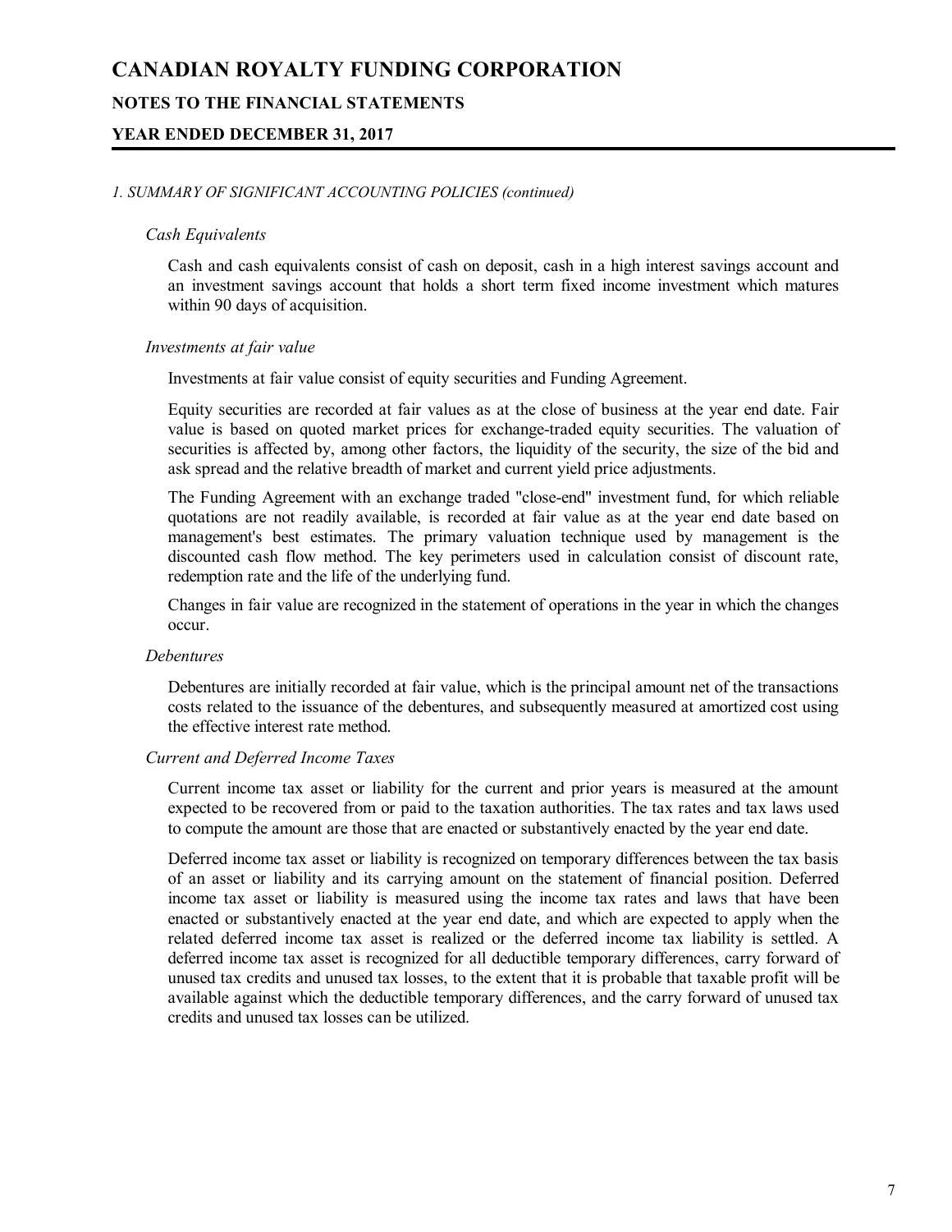*1. SUMMARY OF SIGNIFICANT ACCOUNTING POLICIES (continued)*

*Cash Equivalents*

Cash and cash equivalents consist of cash on deposit, cash in a high interest savings account and an investment savings account that holds a short term fixed income investment which matures within 90 days of acquisition.

*Investments at fair value*

Investments at fair value consist of equity securities and Funding Agreement.

Equity securities are recorded at fair values as at the close of business at the year end date. Fair value is based on quoted market prices for exchange-traded equity securities. The valuation of securities is affected by, among other factors, the liquidity of the security, the size of the bid and ask spread and the relative breadth of market and current yield price adjustments.

The Funding Agreement with an exchange traded "close-end" investment fund, for which reliable quotations are not readily available, is recorded at fair value as at the year end date based on management's best estimates. The primary valuation technique used by management is the discounted cash flow method. The key perimeters used in calculation consist of discount rate, redemption rate and the life of the underlying fund.

Changes in fair value are recognized in the statement of operations in the year in which the changes occur.

*Debentures*

Debentures are initially recorded at fair value, which is the principal amount net of the transactions costs related to the issuance of the debentures, and subsequently measured at amortized cost using the effective interest rate method.

*Current and Deferred Income Taxes*

Current income tax asset or liability for the current and prior years is measured at the amount expected to be recovered from or paid to the taxation authorities. The tax rates and tax laws used to compute the amount are those that are enacted or substantively enacted by the year end date.

Deferred income tax asset or liability is recognized on temporary differences between the tax basis of an asset or liability and its carrying amount on the statement of financial position. Deferred income tax asset or liability is measured using the income tax rates and laws that have been enacted or substantively enacted at the year end date, and which are expected to apply when the related deferred income tax asset is realized or the deferred income tax liability is settled. A deferred income tax asset is recognized for all deductible temporary differences, carry forward of unused tax credits and unused tax losses, to the extent that it is probable that taxable profit will be available against which the deductible temporary differences, and the carry forward of unused tax credits and unused tax losses can be utilized.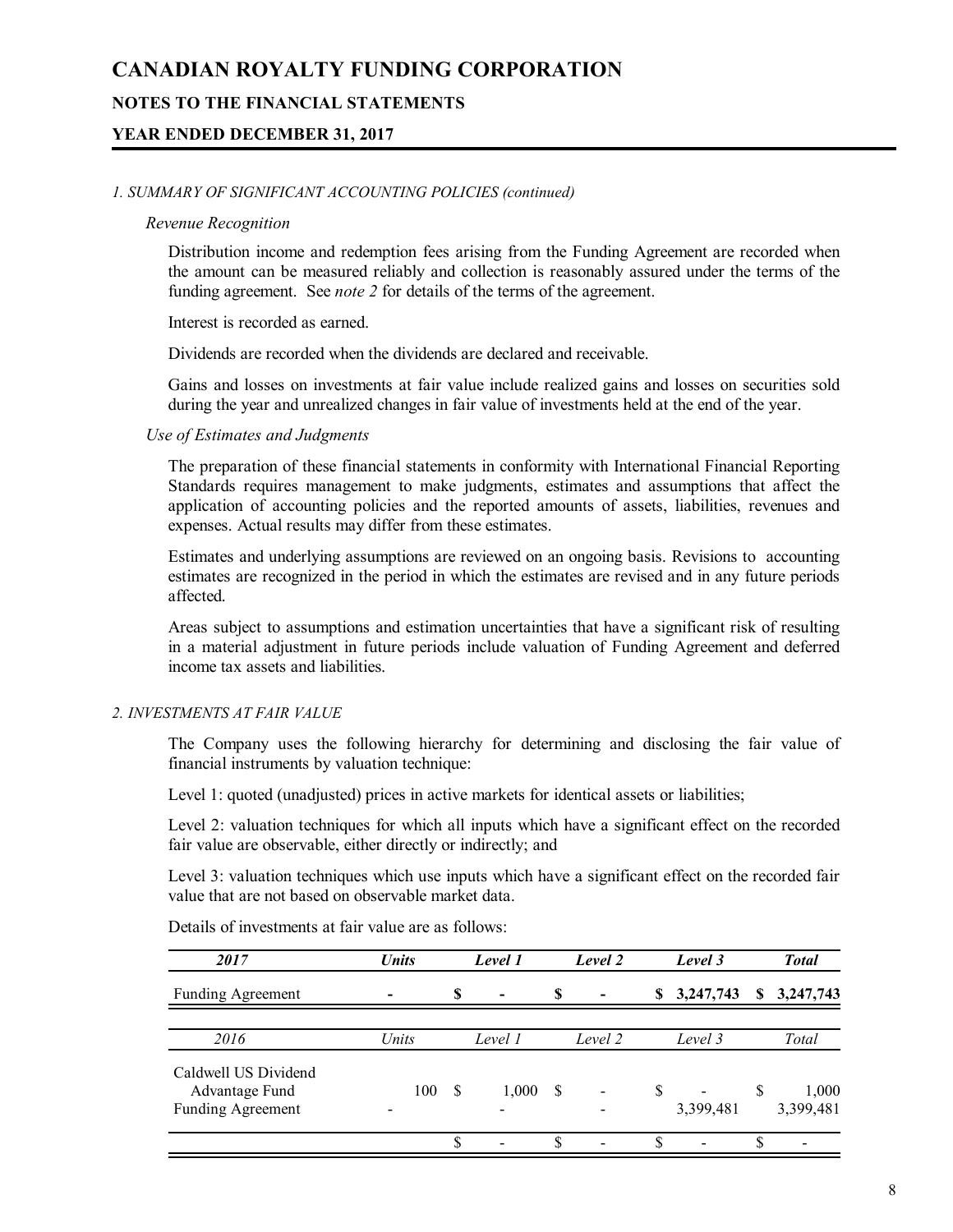# CANADIAN ROYALTY FUNDING CORPORATION

## NOTES TO THE FINANCIAL STATEMENTS

## YEAR ENDED DECEMBER 31, 2017

*1. SUMMARY OF SIGNIFICANT ACCOUNTING POLICIES (continued)*

*Revenue Recognition*

Distribution income and redemption fees arising from the Funding Agreement are recorded when the amount can be measured reliably and collection is reasonably assured under the terms of the funding agreement. See *note 2* for details of the terms of the agreement.

Interest is recorded as earned.

Dividends are recorded when the dividends are declared and receivable.

Gains and losses on investments at fair value include realized gains and losses on securities sold during the year and unrealized changes in fair value of investments held at the end of the year.

*Use of Estimates and Judgments*

The preparation of these financial statements in conformity with International Financial Reporting Standards requires management to make judgments, estimates and assumptions that affect the application of accounting policies and the reported amounts of assets, liabilities, revenues and expenses. Actual results may differ from these estimates.

Estimates and underlying assumptions are reviewed on an ongoing basis. Revisions to accounting estimates are recognized in the period in which the estimates are revised and in any future periods affected.

Areas subject to assumptions and estimation uncertainties that have a significant risk of resulting in a material adjustment in future periods include valuation of Funding Agreement and deferred income tax assets and liabilities.

*2. INVESTMENTS AT FAIR VALUE*

The Company uses the following hierarchy for determining and disclosing the fair value of financial instruments by valuation technique:

Level 1: quoted (unadjusted) prices in active markets for identical assets or liabilities;

Level 2: valuation techniques for which all inputs which have a significant effect on the recorded fair value are observable, either directly or indirectly; and

Level 3: valuation techniques which use inputs which have a significant effect on the recorded fair value that are not based on observable market data.

Details of investments at fair value are as follows:

| *2017* | *Units* | *Level 1* | *Level 2* | *Level 3* | *Total* |
|---|---|---|---|---|---|
| Funding Agreement | - | $ - | $ - | $ 3,247,743 | $ 3,247,743 |

| *2016* | *Units* | *Level 1* | *Level 2* | *Level 3* | *Total* |
|---|---|---|---|---|---|
| Caldwell US Dividend Advantage Fund | 100 | $ 1,000 | $ - | $ - | $ 1,000 |
| Funding Agreement | - | - | - | 3,399,481 | 3,399,481 |
| | | $ - | $ - | $ - | $ - |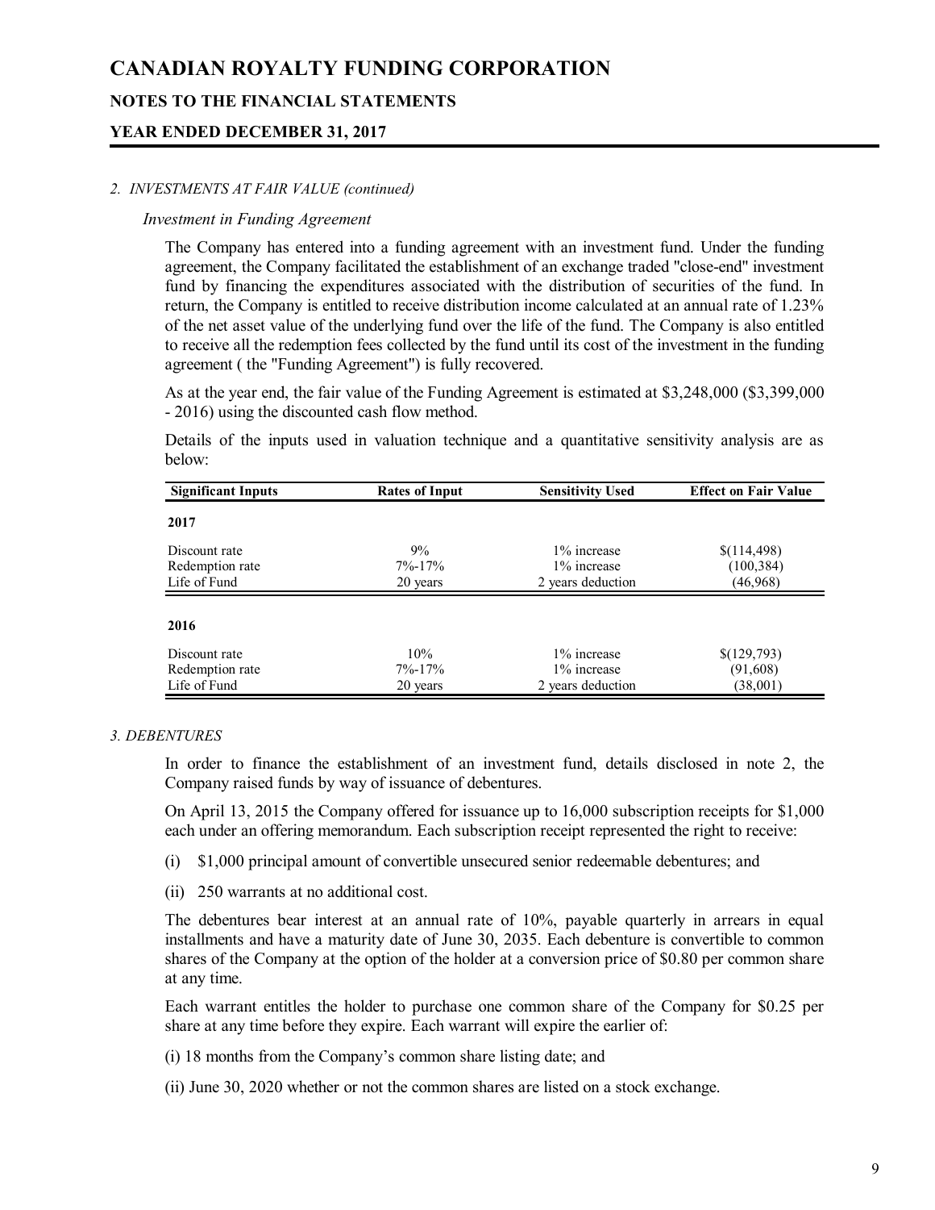# CANADIAN ROYALTY FUNDING CORPORATION

## NOTES TO THE FINANCIAL STATEMENTS

## YEAR ENDED DECEMBER 31, 2017

*2. INVESTMENTS AT FAIR VALUE (continued)*

*Investment in Funding Agreement*

The Company has entered into a funding agreement with an investment fund. Under the funding agreement, the Company facilitated the establishment of an exchange traded "close-end" investment fund by financing the expenditures associated with the distribution of securities of the fund. In return, the Company is entitled to receive distribution income calculated at an annual rate of 1.23% of the net asset value of the underlying fund over the life of the fund. The Company is also entitled to receive all the redemption fees collected by the fund until its cost of the investment in the funding agreement ( the "Funding Agreement") is fully recovered.

As at the year end, the fair value of the Funding Agreement is estimated at $3,248,000 ($3,399,000 - 2016) using the discounted cash flow method.

Details of the inputs used in valuation technique and a quantitative sensitivity analysis are as below:

| Significant Inputs | Rates of Input | Sensitivity Used | Effect on Fair Value |
|---|---|---|---|
| **2017** | | | |
| Discount rate | 9% | 1% increase | $(114,498) |
| Redemption rate | 7%-17% | 1% increase | (100,384) |
| Life of Fund | 20 years | 2 years deduction | (46,968) |
| **2016** | | | |
| Discount rate | 10% | 1% increase | $(129,793) |
| Redemption rate | 7%-17% | 1% increase | (91,608) |
| Life of Fund | 20 years | 2 years deduction | (38,001) |

*3. DEBENTURES*

In order to finance the establishment of an investment fund, details disclosed in note 2, the Company raised funds by way of issuance of debentures.

On April 13, 2015 the Company offered for issuance up to 16,000 subscription receipts for $1,000 each under an offering memorandum. Each subscription receipt represented the right to receive:

(i) $1,000 principal amount of convertible unsecured senior redeemable debentures; and

(ii) 250 warrants at no additional cost.

The debentures bear interest at an annual rate of 10%, payable quarterly in arrears in equal installments and have a maturity date of June 30, 2035. Each debenture is convertible to common shares of the Company at the option of the holder at a conversion price of $0.80 per common share at any time.

Each warrant entitles the holder to purchase one common share of the Company for $0.25 per share at any time before they expire. Each warrant will expire the earlier of:

(i) 18 months from the Company's common share listing date; and

(ii) June 30, 2020 whether or not the common shares are listed on a stock exchange.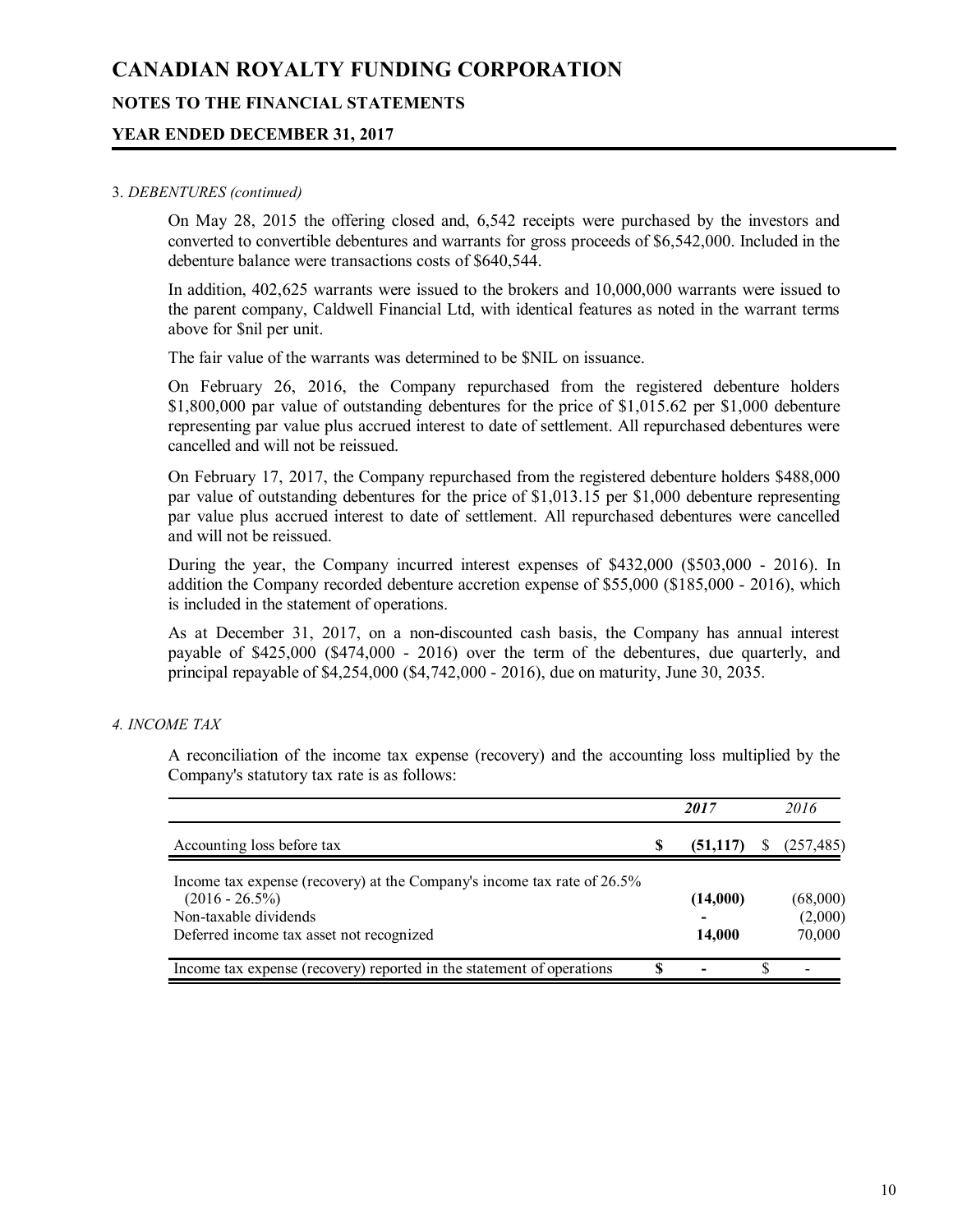# CANADIAN ROYALTY FUNDING CORPORATION

## NOTES TO THE FINANCIAL STATEMENTS

## YEAR ENDED DECEMBER 31, 2017

3. *DEBENTURES (continued)*

On May 28, 2015 the offering closed and, 6,542 receipts were purchased by the investors and converted to convertible debentures and warrants for gross proceeds of $6,542,000. Included in the debenture balance were transactions costs of $640,544.

In addition, 402,625 warrants were issued to the brokers and 10,000,000 warrants were issued to the parent company, Caldwell Financial Ltd, with identical features as noted in the warrant terms above for $nil per unit.

The fair value of the warrants was determined to be $NIL on issuance.

On February 26, 2016, the Company repurchased from the registered debenture holders $1,800,000 par value of outstanding debentures for the price of $1,015.62 per $1,000 debenture representing par value plus accrued interest to date of settlement. All repurchased debentures were cancelled and will not be reissued.

On February 17, 2017, the Company repurchased from the registered debenture holders $488,000 par value of outstanding debentures for the price of $1,013.15 per $1,000 debenture representing par value plus accrued interest to date of settlement. All repurchased debentures were cancelled and will not be reissued.

During the year, the Company incurred interest expenses of $432,000 ($503,000 - 2016). In addition the Company recorded debenture accretion expense of $55,000 ($185,000 - 2016), which is included in the statement of operations.

As at December 31, 2017, on a non-discounted cash basis, the Company has annual interest payable of $425,000 ($474,000 - 2016) over the term of the debentures, due quarterly, and principal repayable of $4,254,000 ($4,742,000 - 2016), due on maturity, June 30, 2035.

*4. INCOME TAX*

A reconciliation of the income tax expense (recovery) and the accounting loss multiplied by the Company's statutory tax rate is as follows:

| | | ***2017*** | | *2016* |
|---|---|---|---|---|
| Accounting loss before tax | **$** | **(51,117)** | $ | (257,485) |
| Income tax expense (recovery) at the Company's income tax rate of 26.5% (2016 - 26.5%) | | **(14,000)** | | (68,000) |
| Non-taxable dividends | | **-** | | (2,000) |
| Deferred income tax asset not recognized | | **14,000** | | 70,000 |
| Income tax expense (recovery) reported in the statement of operations | **$** | **-** | $ | - |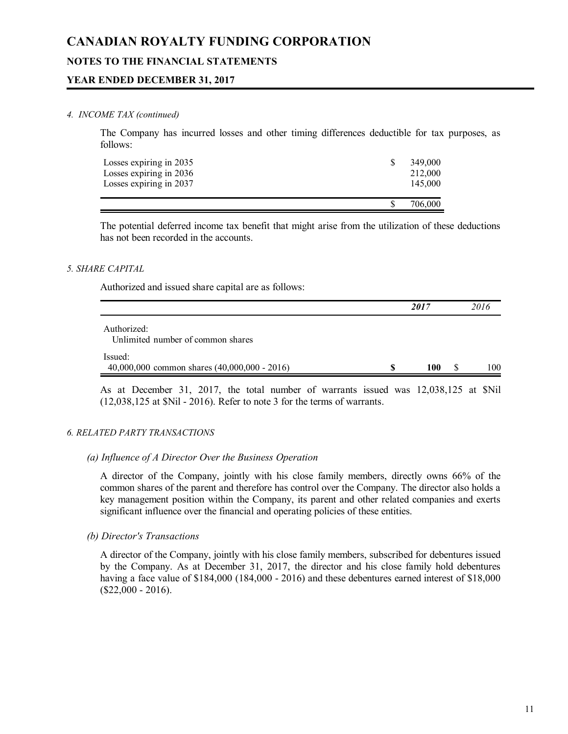#### *4. INCOME TAX (continued)*

The Company has incurred losses and other timing differences deductible for tax purposes, as follows:

| | |
|---|---|
| Losses expiring in 2035 | $ 349,000 |
| Losses expiring in 2036 | 212,000 |
| Losses expiring in 2037 | 145,000 |
| | $ 706,000 |

The potential deferred income tax benefit that might arise from the utilization of these deductions has not been recorded in the accounts.

#### *5. SHARE CAPITAL*

Authorized and issued share capital are as follows:

| | ***2017*** | *2016* |
|---|---|---|
| Authorized: | | |
| Unlimited number of common shares | | |
| Issued: | | |
| 40,000,000 common shares (40,000,000 - 2016) | **$ 100** | $ 100 |

As at December 31, 2017, the total number of warrants issued was 12,038,125 at $Nil (12,038,125 at $Nil - 2016). Refer to note 3 for the terms of warrants.

#### *6. RELATED PARTY TRANSACTIONS*

##### *(a) Influence of A Director Over the Business Operation*

A director of the Company, jointly with his close family members, directly owns 66% of the common shares of the parent and therefore has control over the Company. The director also holds a key management position within the Company, its parent and other related companies and exerts significant influence over the financial and operating policies of these entities.

##### *(b) Director's Transactions*

A director of the Company, jointly with his close family members, subscribed for debentures issued by the Company. As at December 31, 2017, the director and his close family hold debentures having a face value of $184,000 (184,000 - 2016) and these debentures earned interest of $18,000 ($22,000 - 2016).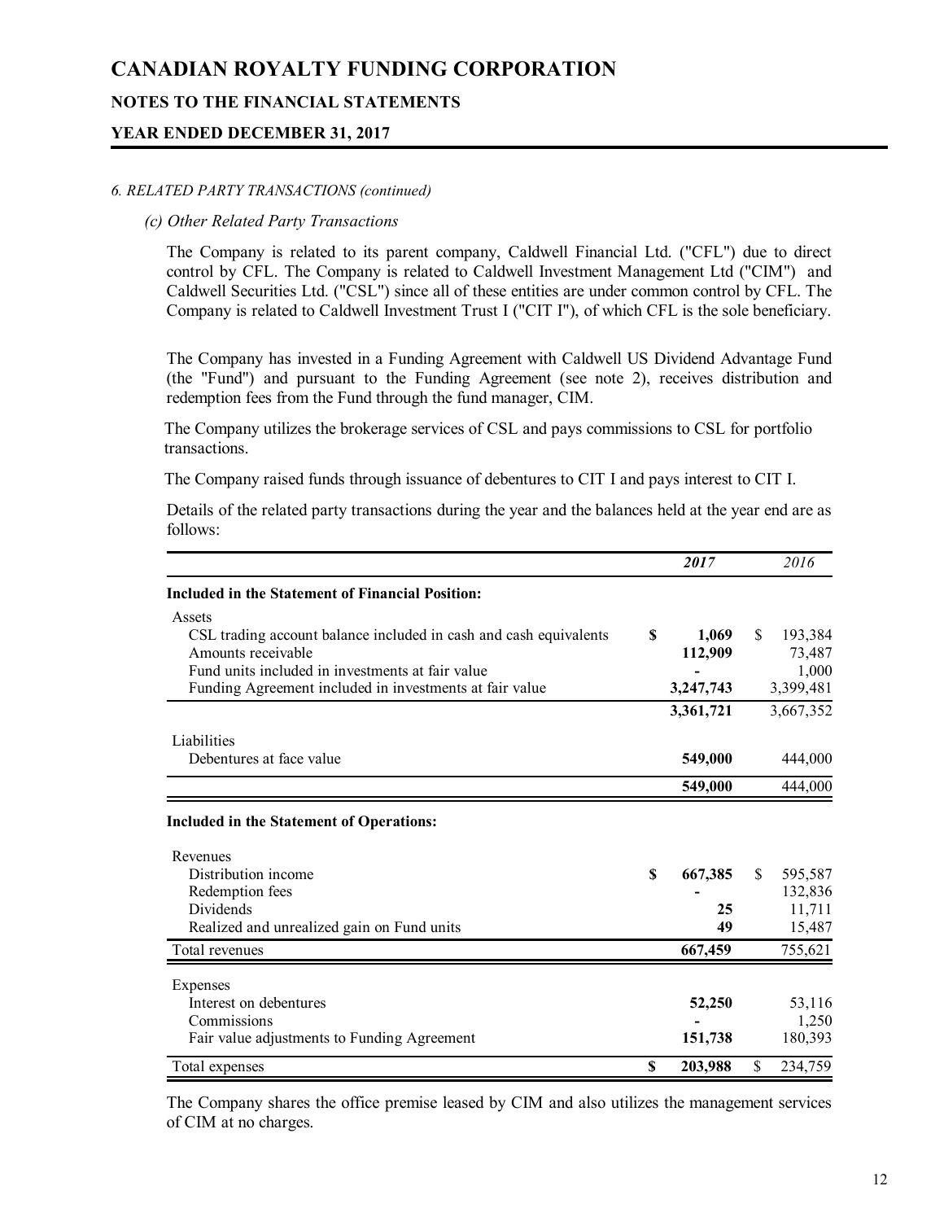*6. RELATED PARTY TRANSACTIONS (continued)*

*(c) Other Related Party Transactions*

The Company is related to its parent company, Caldwell Financial Ltd. ("CFL") due to direct control by CFL. The Company is related to Caldwell Investment Management Ltd ("CIM") and Caldwell Securities Ltd. ("CSL") since all of these entities are under common control by CFL. The Company is related to Caldwell Investment Trust I ("CIT I"), of which CFL is the sole beneficiary.

The Company has invested in a Funding Agreement with Caldwell US Dividend Advantage Fund (the "Fund") and pursuant to the Funding Agreement (see note 2), receives distribution and redemption fees from the Fund through the fund manager, CIM.

The Company utilizes the brokerage services of CSL and pays commissions to CSL for portfolio transactions.

The Company raised funds through issuance of debentures to CIT I and pays interest to CIT I.

Details of the related party transactions during the year and the balances held at the year end are as follows:

| | ***2017*** | *2016* |
|---|---|---|
| **Included in the Statement of Financial Position:** | | |
| Assets | | |
| CSL trading account balance included in cash and cash equivalents | **$ 1,069** | $ 193,384 |
| Amounts receivable | **112,909** | 73,487 |
| Fund units included in investments at fair value | **-** | 1,000 |
| Funding Agreement included in investments at fair value | **3,247,743** | 3,399,481 |
| | **3,361,721** | 3,667,352 |
| Liabilities | | |
| Debentures at face value | **549,000** | 444,000 |
| | **549,000** | 444,000 |
| **Included in the Statement of Operations:** | | |
| Revenues | | |
| Distribution income | **$ 667,385** | $ 595,587 |
| Redemption fees | **-** | 132,836 |
| Dividends | **25** | 11,711 |
| Realized and unrealized gain on Fund units | **49** | 15,487 |
| Total revenues | **667,459** | 755,621 |
| Expenses | | |
| Interest on debentures | **52,250** | 53,116 |
| Commissions | **-** | 1,250 |
| Fair value adjustments to Funding Agreement | **151,738** | 180,393 |
| Total expenses | **$ 203,988** | $ 234,759 |

The Company shares the office premise leased by CIM and also utilizes the management services of CIM at no charges.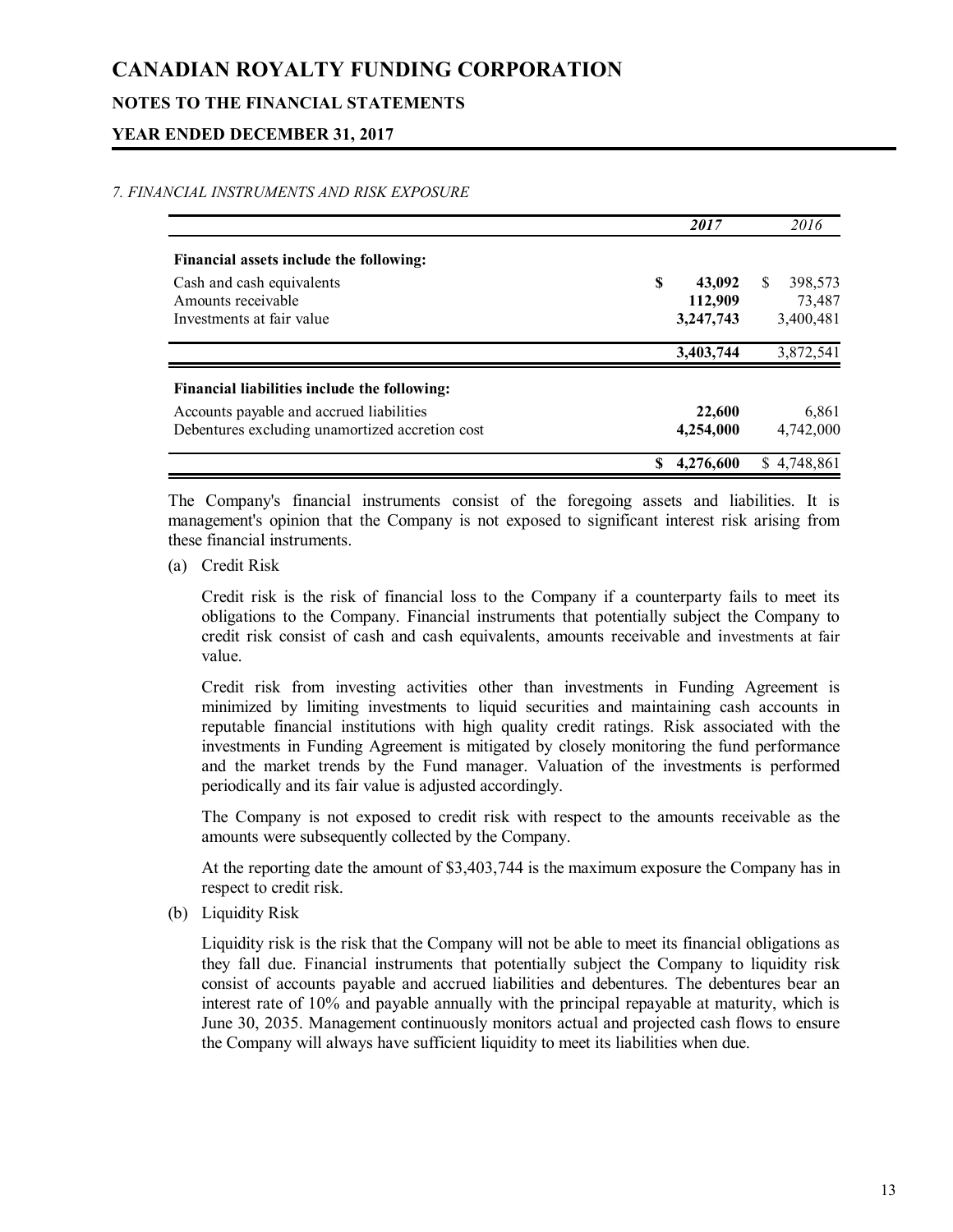# CANADIAN ROYALTY FUNDING CORPORATION

## NOTES TO THE FINANCIAL STATEMENTS

## YEAR ENDED DECEMBER 31, 2017

*7. FINANCIAL INSTRUMENTS AND RISK EXPOSURE*

| | ***2017*** | *2016* |
|---|---|---|
| **Financial assets include the following:** | | |
| Cash and cash equivalents | **$ 43,092** | $ 398,573 |
| Amounts receivable | **112,909** | 73,487 |
| Investments at fair value | **3,247,743** | 3,400,481 |
| | **3,403,744** | 3,872,541 |
| **Financial liabilities include the following:** | | |
| Accounts payable and accrued liabilities | **22,600** | 6,861 |
| Debentures excluding unamortized accretion cost | **4,254,000** | 4,742,000 |
| | **$ 4,276,600** | $ 4,748,861 |

The Company's financial instruments consist of the foregoing assets and liabilities. It is management's opinion that the Company is not exposed to significant interest risk arising from these financial instruments.

(a) Credit Risk

Credit risk is the risk of financial loss to the Company if a counterparty fails to meet its obligations to the Company. Financial instruments that potentially subject the Company to credit risk consist of cash and cash equivalents, amounts receivable and investments at fair value.

Credit risk from investing activities other than investments in Funding Agreement is minimized by limiting investments to liquid securities and maintaining cash accounts in reputable financial institutions with high quality credit ratings. Risk associated with the investments in Funding Agreement is mitigated by closely monitoring the fund performance and the market trends by the Fund manager. Valuation of the investments is performed periodically and its fair value is adjusted accordingly.

The Company is not exposed to credit risk with respect to the amounts receivable as the amounts were subsequently collected by the Company.

At the reporting date the amount of $3,403,744 is the maximum exposure the Company has in respect to credit risk.

(b) Liquidity Risk

Liquidity risk is the risk that the Company will not be able to meet its financial obligations as they fall due. Financial instruments that potentially subject the Company to liquidity risk consist of accounts payable and accrued liabilities and debentures. The debentures bear an interest rate of 10% and payable annually with the principal repayable at maturity, which is June 30, 2035. Management continuously monitors actual and projected cash flows to ensure the Company will always have sufficient liquidity to meet its liabilities when due.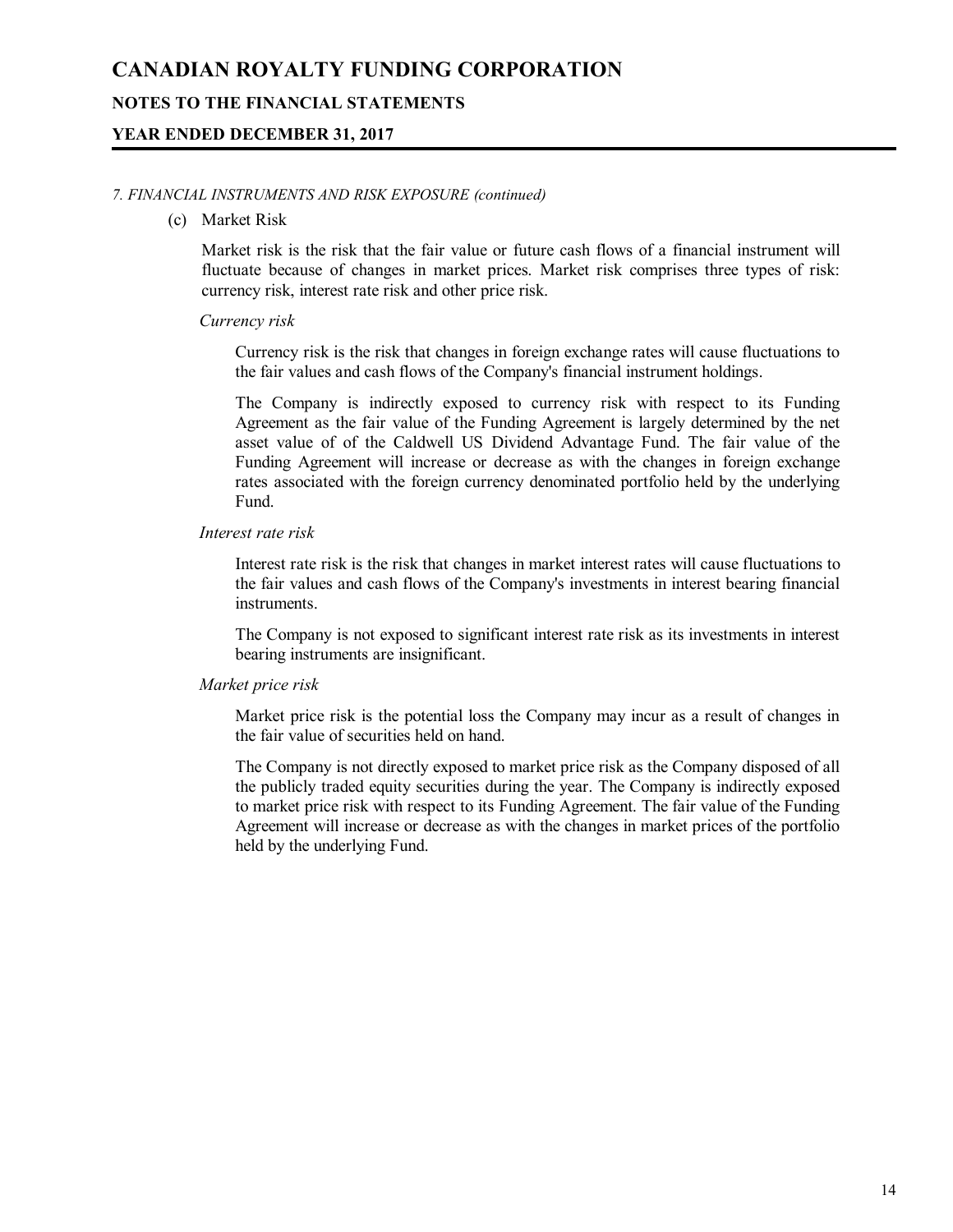*7. FINANCIAL INSTRUMENTS AND RISK EXPOSURE (continued)*

(c) Market Risk

Market risk is the risk that the fair value or future cash flows of a financial instrument will fluctuate because of changes in market prices. Market risk comprises three types of risk: currency risk, interest rate risk and other price risk.

*Currency risk*

Currency risk is the risk that changes in foreign exchange rates will cause fluctuations to the fair values and cash flows of the Company's financial instrument holdings.

The Company is indirectly exposed to currency risk with respect to its Funding Agreement as the fair value of the Funding Agreement is largely determined by the net asset value of of the Caldwell US Dividend Advantage Fund. The fair value of the Funding Agreement will increase or decrease as with the changes in foreign exchange rates associated with the foreign currency denominated portfolio held by the underlying Fund.

*Interest rate risk*

Interest rate risk is the risk that changes in market interest rates will cause fluctuations to the fair values and cash flows of the Company's investments in interest bearing financial instruments.

The Company is not exposed to significant interest rate risk as its investments in interest bearing instruments are insignificant.

*Market price risk*

Market price risk is the potential loss the Company may incur as a result of changes in the fair value of securities held on hand.

The Company is not directly exposed to market price risk as the Company disposed of all the publicly traded equity securities during the year. The Company is indirectly exposed to market price risk with respect to its Funding Agreement. The fair value of the Funding Agreement will increase or decrease as with the changes in market prices of the portfolio held by the underlying Fund.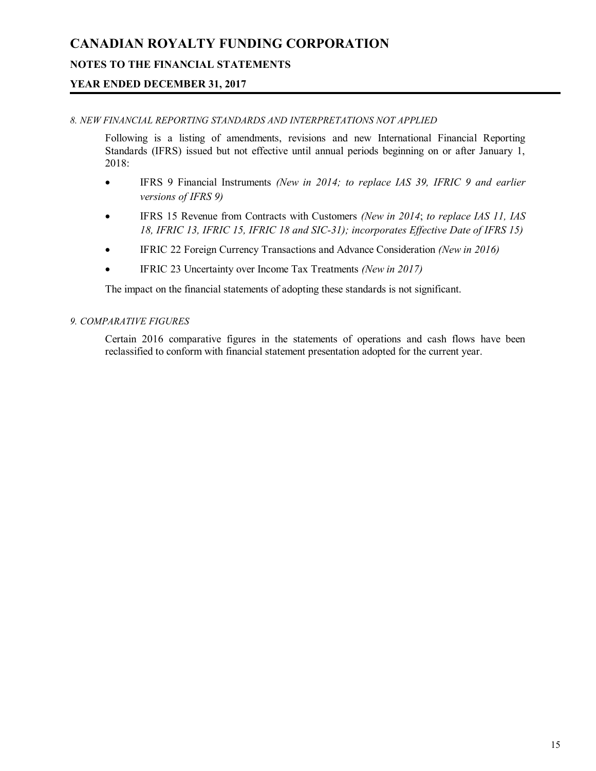*8. NEW FINANCIAL REPORTING STANDARDS AND INTERPRETATIONS NOT APPLIED*

Following is a listing of amendments, revisions and new International Financial Reporting Standards (IFRS) issued but not effective until annual periods beginning on or after January 1, 2018:

- IFRS 9 Financial Instruments *(New in 2014; to replace IAS 39, IFRIC 9 and earlier versions of IFRS 9)*
- IFRS 15 Revenue from Contracts with Customers *(New in 2014*; *to replace IAS 11, IAS 18, IFRIC 13, IFRIC 15, IFRIC 18 and SIC-31); incorporates Effective Date of IFRS 15)*
- IFRIC 22 Foreign Currency Transactions and Advance Consideration *(New in 2016)*
- IFRIC 23 Uncertainty over Income Tax Treatments *(New in 2017)*

The impact on the financial statements of adopting these standards is not significant.

*9. COMPARATIVE FIGURES*

Certain 2016 comparative figures in the statements of operations and cash flows have been reclassified to conform with financial statement presentation adopted for the current year.